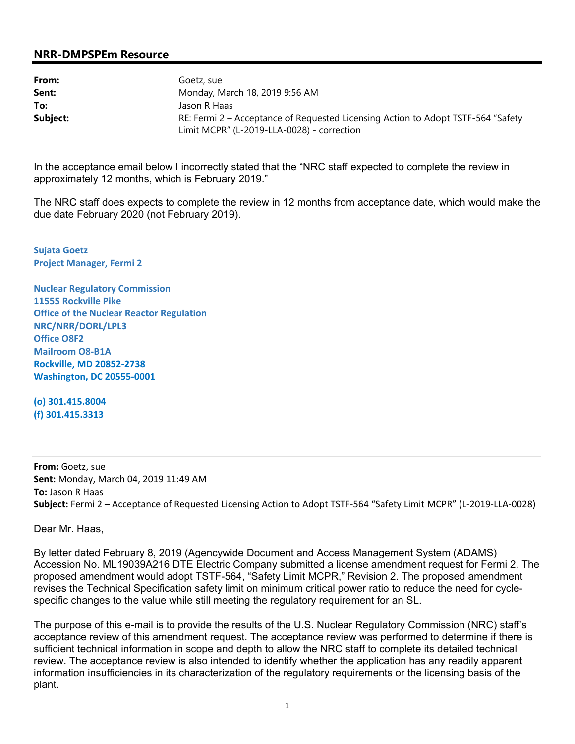## NRR-DMPSPEm Resource

**From:** Goetz, sue
**Sent:** Monday, March 18, 2019 9:56 AM
**To:** Jason R Haas
**Subject:** RE: Fermi 2 – Acceptance of Requested Licensing Action to Adopt TSTF-564 "Safety Limit MCPR" (L-2019-LLA-0028) - correction

In the acceptance email below I incorrectly stated that the "NRC staff expected to complete the review in approximately 12 months, which is February 2019."

The NRC staff does expects to complete the review in 12 months from acceptance date, which would make the due date February 2020 (not February 2019).

**Sujata Goetz**
**Project Manager, Fermi 2**

**Nuclear Regulatory Commission**
**11555 Rockville Pike**
**Office of the Nuclear Reactor Regulation**
**NRC/NRR/DORL/LPL3**
**Office O8F2**
**Mailroom O8-B1A**
**Rockville, MD 20852-2738**
**Washington, DC 20555-0001**

**(o) 301.415.8004**
**(f) 301.415.3313**

---

**From:** Goetz, sue
**Sent:** Monday, March 04, 2019 11:49 AM
**To:** Jason R Haas
**Subject:** Fermi 2 – Acceptance of Requested Licensing Action to Adopt TSTF-564 "Safety Limit MCPR" (L-2019-LLA-0028)

Dear Mr. Haas,

By letter dated February 8, 2019 (Agencywide Document and Access Management System (ADAMS) Accession No. ML19039A216 DTE Electric Company submitted a license amendment request for Fermi 2. The proposed amendment would adopt TSTF-564, "Safety Limit MCPR," Revision 2. The proposed amendment revises the Technical Specification safety limit on minimum critical power ratio to reduce the need for cycle-specific changes to the value while still meeting the regulatory requirement for an SL.

The purpose of this e-mail is to provide the results of the U.S. Nuclear Regulatory Commission (NRC) staff's acceptance review of this amendment request. The acceptance review was performed to determine if there is sufficient technical information in scope and depth to allow the NRC staff to complete its detailed technical review. The acceptance review is also intended to identify whether the application has any readily apparent information insufficiencies in its characterization of the regulatory requirements or the licensing basis of the plant.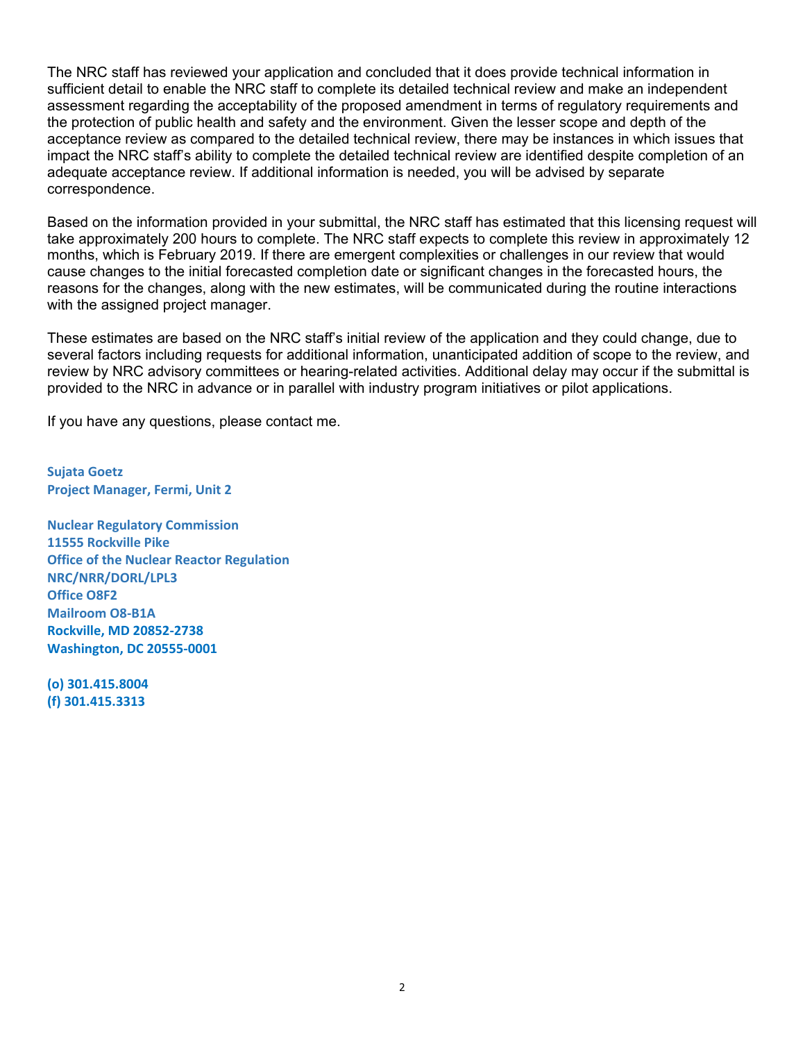The NRC staff has reviewed your application and concluded that it does provide technical information in sufficient detail to enable the NRC staff to complete its detailed technical review and make an independent assessment regarding the acceptability of the proposed amendment in terms of regulatory requirements and the protection of public health and safety and the environment. Given the lesser scope and depth of the acceptance review as compared to the detailed technical review, there may be instances in which issues that impact the NRC staff's ability to complete the detailed technical review are identified despite completion of an adequate acceptance review. If additional information is needed, you will be advised by separate correspondence.

Based on the information provided in your submittal, the NRC staff has estimated that this licensing request will take approximately 200 hours to complete. The NRC staff expects to complete this review in approximately 12 months, which is February 2019. If there are emergent complexities or challenges in our review that would cause changes to the initial forecasted completion date or significant changes in the forecasted hours, the reasons for the changes, along with the new estimates, will be communicated during the routine interactions with the assigned project manager.

These estimates are based on the NRC staff's initial review of the application and they could change, due to several factors including requests for additional information, unanticipated addition of scope to the review, and review by NRC advisory committees or hearing-related activities. Additional delay may occur if the submittal is provided to the NRC in advance or in parallel with industry program initiatives or pilot applications.

If you have any questions, please contact me.

**Sujata Goetz**
**Project Manager, Fermi, Unit 2**

**Nuclear Regulatory Commission**
**11555 Rockville Pike**
**Office of the Nuclear Reactor Regulation**
**NRC/NRR/DORL/LPL3**
**Office O8F2**
**Mailroom O8-B1A**
**Rockville, MD 20852-2738**
**Washington, DC 20555-0001**

**(o) 301.415.8004**
**(f) 301.415.3313**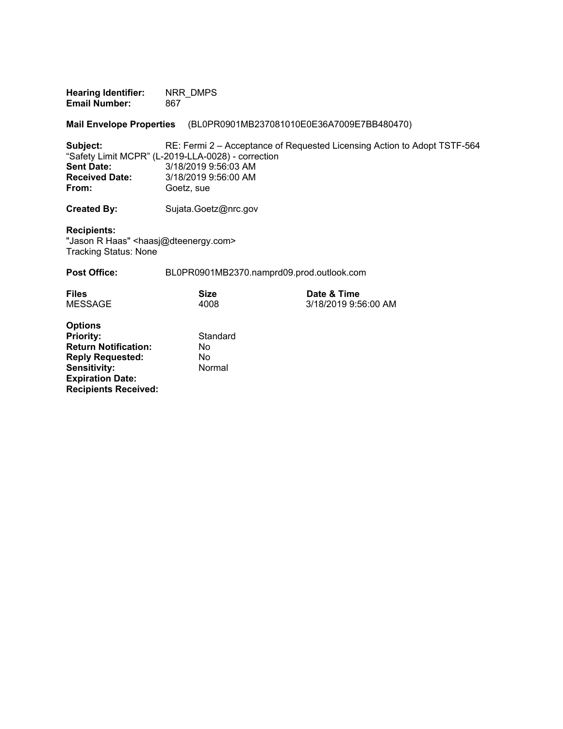**Hearing Identifier:** NRR_DMPS
**Email Number:** 867

**Mail Envelope Properties** (BL0PR0901MB237081010E0E36A7009E7BB480470)

**Subject:** RE: Fermi 2 – Acceptance of Requested Licensing Action to Adopt TSTF-564 “Safety Limit MCPR” (L-2019-LLA-0028) - correction
**Sent Date:** 3/18/2019 9:56:03 AM
**Received Date:** 3/18/2019 9:56:00 AM
**From:** Goetz, sue

**Created By:** Sujata.Goetz@nrc.gov

**Recipients:**
"Jason R Haas" <haasj@dteenergy.com>
Tracking Status: None

**Post Office:** BL0PR0901MB2370.namprd09.prod.outlook.com

| **Files** | **Size** | **Date & Time** |
|---|---|---|
| MESSAGE | 4008 | 3/18/2019 9:56:00 AM |

**Options**
**Priority:** Standard
**Return Notification:** No
**Reply Requested:** No
**Sensitivity:** Normal
**Expiration Date:**
**Recipients Received:**